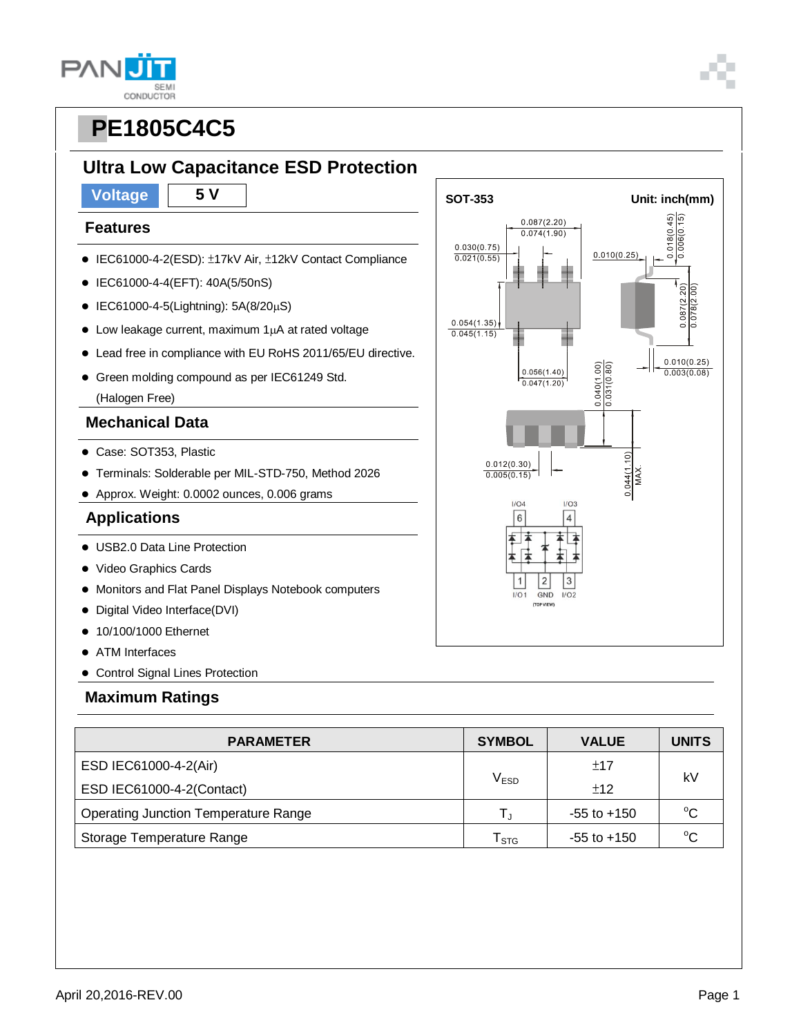# PE1805C4C5

## Ultra Low Capacitance ESD Protection

| Voltage | 5 V |
|---|---|

### Features

- IEC61000-4-2(ESD): ±17kV Air, ±12kV Contact Compliance
- IEC61000-4-4(EFT): 40A(5/50nS)
- IEC61000-4-5(Lightning): 5A(8/20μS)
- Low leakage current, maximum 1μA at rated voltage
- Lead free in compliance with EU RoHS 2011/65/EU directive.
- Green molding compound as per IEC61249 Std. (Halogen Free)

### Mechanical Data

- Case: SOT353, Plastic
- Terminals: Solderable per MIL-STD-750, Method 2026
- Approx. Weight: 0.0002 ounces, 0.006 grams

### Applications

- USB2.0 Data Line Protection
- Video Graphics Cards
- Monitors and Flat Panel Displays Notebook computers
- Digital Video Interface(DVI)
- 10/100/1000 Ethernet
- ATM Interfaces
- Control Signal Lines Protection

SOT-353 Unit: inch(mm)

0.087(2.20) 0.074(1.90); 0.030(0.75) 0.021(0.55); 0.010(0.25); 0.018(0.45) 0.006(0.15); 0.054(1.35) 0.045(1.15); 0.087(2.20) 0.078(2.00); 0.056(1.40) 0.047(1.20); 0.040(1.00) 0.031(0.80); 0.010(0.25) 0.003(0.08); 0.012(0.30) 0.005(0.15); 0.044(1.10) MAX.

I/O4 6, I/O3 4, 1 I/O1, 2 GND, 3 I/O2 (TOP VIEW)

### Maximum Ratings

| PARAMETER | SYMBOL | VALUE | UNITS |
|---|---|---|---|
| ESD IEC61000-4-2(Air) | $V_{ESD}$ | ±17 | kV |
| ESD IEC61000-4-2(Contact) | | ±12 | |
| Operating Junction Temperature Range | $T_J$ | -55 to +150 | $^{o}C$ |
| Storage Temperature Range | $T_{STG}$ | -55 to +150 | $^{o}C$ |

April 20,2016-REV.00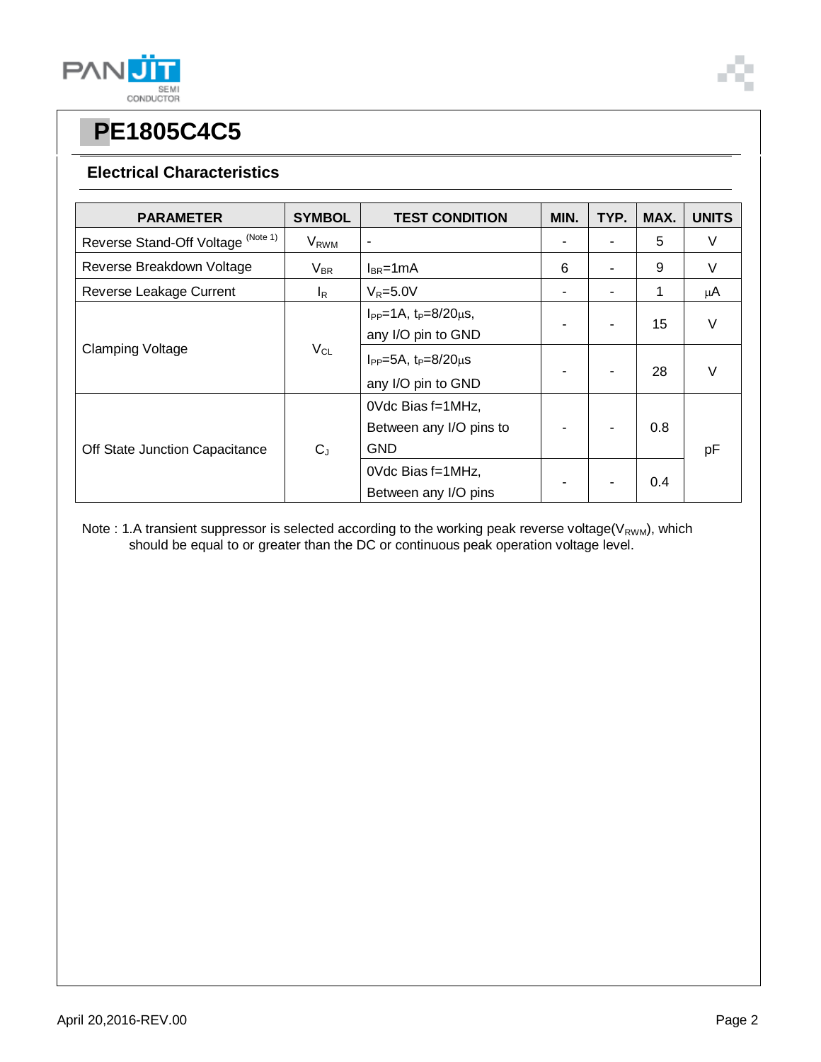# PE1805C4C5

## Electrical Characteristics

| PARAMETER | SYMBOL | TEST CONDITION | MIN. | TYP. | MAX. | UNITS |
|---|---|---|---|---|---|---|
| Reverse Stand-Off Voltage (Note 1) | $V_{RWM}$ | - | - | - | 5 | V |
| Reverse Breakdown Voltage | $V_{BR}$ | $I_{BR}$=1mA | 6 | - | 9 | V |
| Reverse Leakage Current | $I_R$ | $V_R$=5.0V | - | - | 1 | μA |
| Clamping Voltage | $V_{CL}$ | $I_{PP}$=1A, $t_P$=8/20μs, any I/O pin to GND | - | - | 15 | V |
| | | $I_{PP}$=5A, $t_P$=8/20μs any I/O pin to GND | - | - | 28 | V |
| Off State Junction Capacitance | $C_J$ | 0Vdc Bias f=1MHz, Between any I/O pins to GND | - | - | 0.8 | pF |
| | | 0Vdc Bias f=1MHz, Between any I/O pins | - | - | 0.4 | |

Note : 1.A transient suppressor is selected according to the working peak reverse voltage($V_{RWM}$), which should be equal to or greater than the DC or continuous peak operation voltage level.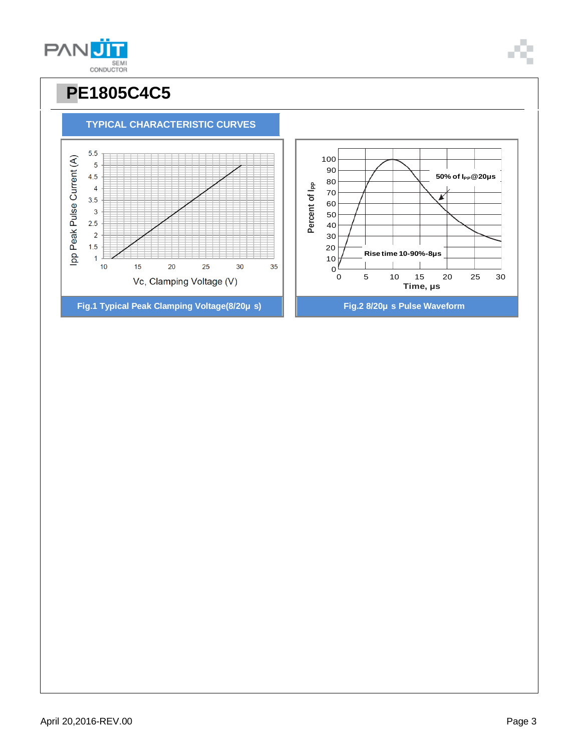# PE1805C4C5

## TYPICAL CHARACTERISTIC CURVES

Fig.1 Typical Peak Clamping Voltage(8/20μ s)

Fig.2 8/20μ s Pulse Waveform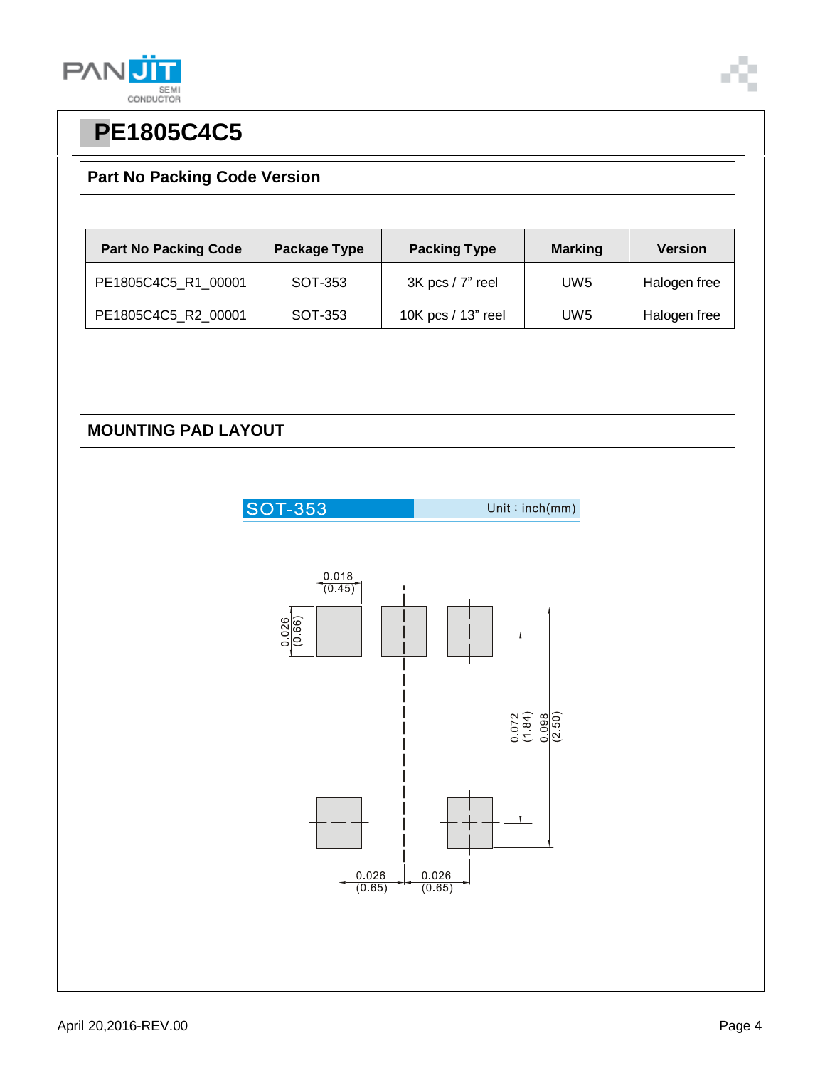# PE1805C4C5

## Part No Packing Code Version

| Part No Packing Code | Package Type | Packing Type | Marking | Version |
|---|---|---|---|---|
| PE1805C4C5_R1_00001 | SOT-353 | 3K pcs / 7" reel | UW5 | Halogen free |
| PE1805C4C5_R2_00001 | SOT-353 | 10K pcs / 13" reel | UW5 | Halogen free |

## MOUNTING PAD LAYOUT

SOT-353 Unit : inch(mm)

0.018 (0.45)

0.026 (0.66)

0.072 (1.84)

0.098 (2.50)

0.026 (0.65)

0.026 (0.65)

April 20,2016-REV.00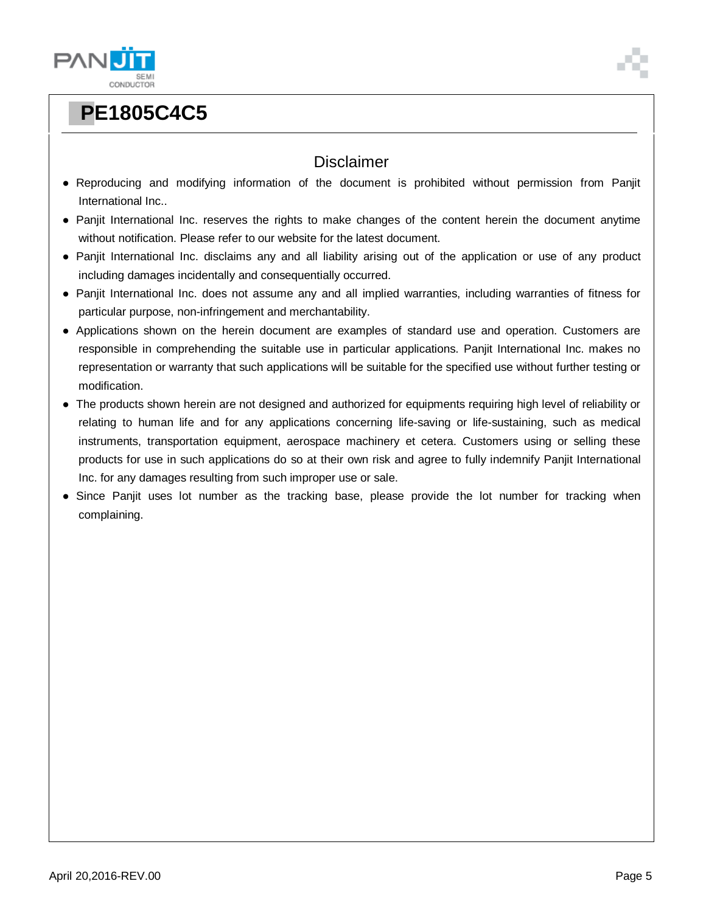# PE1805C4C5

## Disclaimer

- Reproducing and modifying information of the document is prohibited without permission from Panjit International Inc..
- Panjit International Inc. reserves the rights to make changes of the content herein the document anytime without notification. Please refer to our website for the latest document.
- Panjit International Inc. disclaims any and all liability arising out of the application or use of any product including damages incidentally and consequentially occurred.
- Panjit International Inc. does not assume any and all implied warranties, including warranties of fitness for particular purpose, non-infringement and merchantability.
- Applications shown on the herein document are examples of standard use and operation. Customers are responsible in comprehending the suitable use in particular applications. Panjit International Inc. makes no representation or warranty that such applications will be suitable for the specified use without further testing or modification.
- The products shown herein are not designed and authorized for equipments requiring high level of reliability or relating to human life and for any applications concerning life-saving or life-sustaining, such as medical instruments, transportation equipment, aerospace machinery et cetera. Customers using or selling these products for use in such applications do so at their own risk and agree to fully indemnify Panjit International Inc. for any damages resulting from such improper use or sale.
- Since Panjit uses lot number as the tracking base, please provide the lot number for tracking when complaining.

April 20,2016-REV.00